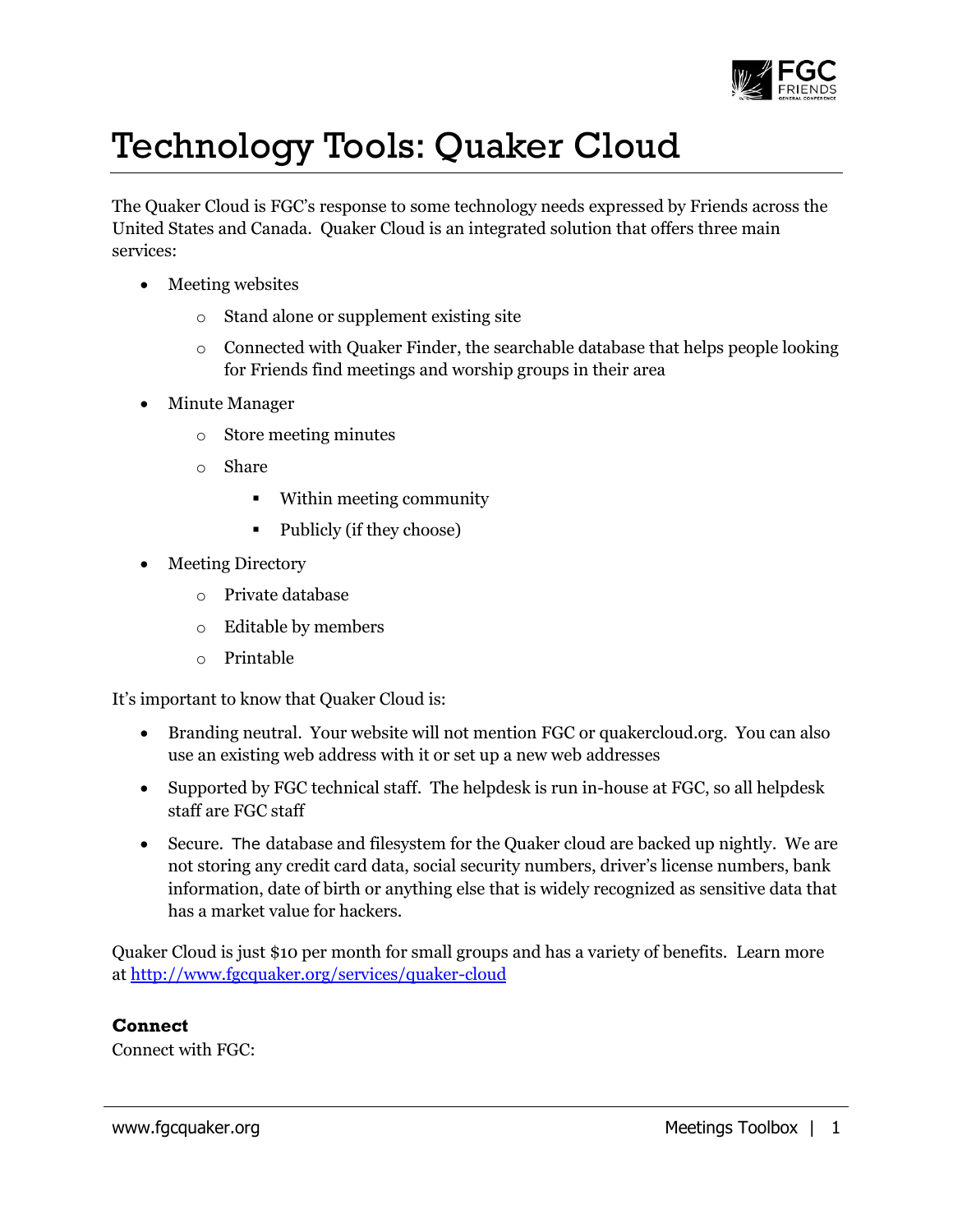# Technology Tools: Quaker Cloud

The Quaker Cloud is FGC's response to some technology needs expressed by Friends across the United States and Canada. Quaker Cloud is an integrated solution that offers three main services:

- Meeting websites
  - Stand alone or supplement existing site
  - Connected with Quaker Finder, the searchable database that helps people looking for Friends find meetings and worship groups in their area
- Minute Manager
  - Store meeting minutes
  - Share
    - Within meeting community
    - Publicly (if they choose)
- Meeting Directory
  - Private database
  - Editable by members
  - Printable

It's important to know that Quaker Cloud is:

- Branding neutral. Your website will not mention FGC or quakercloud.org. You can also use an existing web address with it or set up a new web addresses
- Supported by FGC technical staff. The helpdesk is run in-house at FGC, so all helpdesk staff are FGC staff
- Secure. The database and filesystem for the Quaker cloud are backed up nightly. We are not storing any credit card data, social security numbers, driver's license numbers, bank information, date of birth or anything else that is widely recognized as sensitive data that has a market value for hackers.

Quaker Cloud is just $10 per month for small groups and has a variety of benefits. Learn more at [http://www.fgcquaker.org/services/quaker-cloud](http://www.fgcquaker.org/services/quaker-cloud)

**Connect**
Connect with FGC: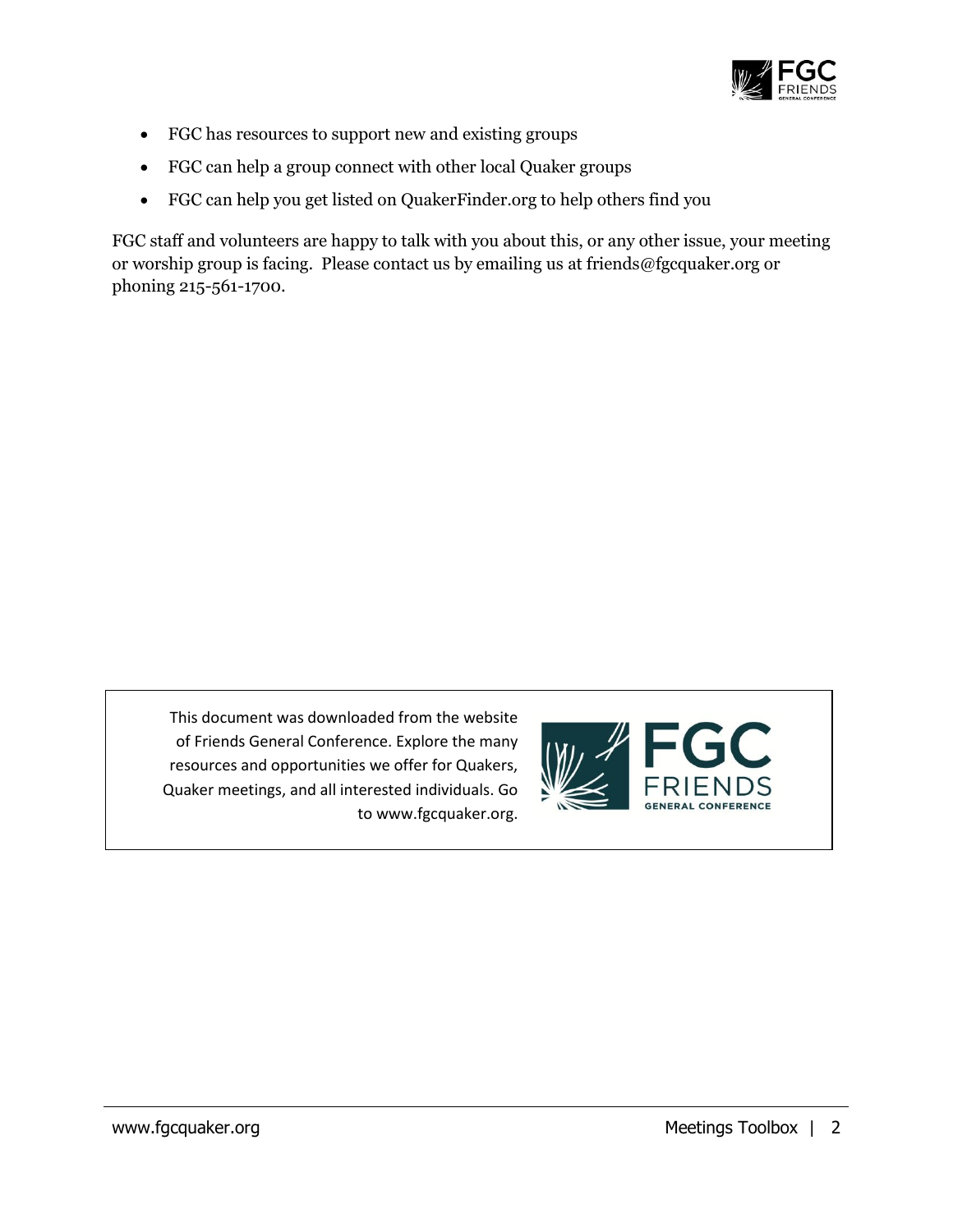- FGC has resources to support new and existing groups
- FGC can help a group connect with other local Quaker groups
- FGC can help you get listed on QuakerFinder.org to help others find you

FGC staff and volunteers are happy to talk with you about this, or any other issue, your meeting or worship group is facing. Please contact us by emailing us at friends@fgcquaker.org or phoning 215-561-1700.

This document was downloaded from the website of Friends General Conference. Explore the many resources and opportunities we offer for Quakers, Quaker meetings, and all interested individuals. Go to www.fgcquaker.org.